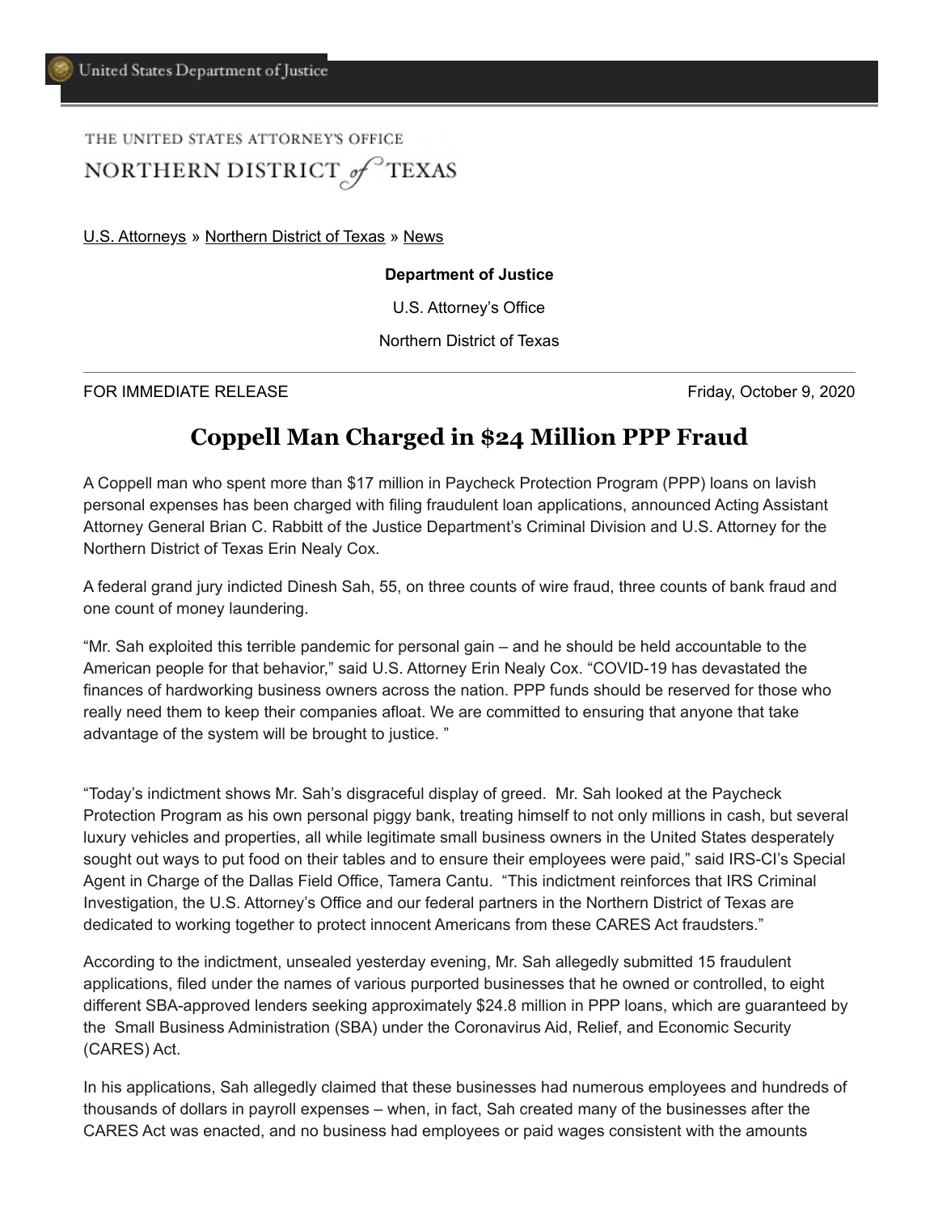United States Department of Justice

THE UNITED STATES ATTORNEY'S OFFICE
NORTHERN DISTRICT of TEXAS

U.S. Attorneys » Northern District of Texas » News

**Department of Justice**

U.S. Attorney's Office

Northern District of Texas

FOR IMMEDIATE RELEASE Friday, October 9, 2020

# Coppell Man Charged in $24 Million PPP Fraud

A Coppell man who spent more than $17 million in Paycheck Protection Program (PPP) loans on lavish personal expenses has been charged with filing fraudulent loan applications, announced Acting Assistant Attorney General Brian C. Rabbitt of the Justice Department's Criminal Division and U.S. Attorney for the Northern District of Texas Erin Nealy Cox.

A federal grand jury indicted Dinesh Sah, 55, on three counts of wire fraud, three counts of bank fraud and one count of money laundering.

"Mr. Sah exploited this terrible pandemic for personal gain – and he should be held accountable to the American people for that behavior," said U.S. Attorney Erin Nealy Cox. "COVID-19 has devastated the finances of hardworking business owners across the nation. PPP funds should be reserved for those who really need them to keep their companies afloat. We are committed to ensuring that anyone that take advantage of the system will be brought to justice. "

"Today's indictment shows Mr. Sah's disgraceful display of greed. Mr. Sah looked at the Paycheck Protection Program as his own personal piggy bank, treating himself to not only millions in cash, but several luxury vehicles and properties, all while legitimate small business owners in the United States desperately sought out ways to put food on their tables and to ensure their employees were paid," said IRS-CI's Special Agent in Charge of the Dallas Field Office, Tamera Cantu. "This indictment reinforces that IRS Criminal Investigation, the U.S. Attorney's Office and our federal partners in the Northern District of Texas are dedicated to working together to protect innocent Americans from these CARES Act fraudsters."

According to the indictment, unsealed yesterday evening, Mr. Sah allegedly submitted 15 fraudulent applications, filed under the names of various purported businesses that he owned or controlled, to eight different SBA-approved lenders seeking approximately $24.8 million in PPP loans, which are guaranteed by the Small Business Administration (SBA) under the Coronavirus Aid, Relief, and Economic Security (CARES) Act.

In his applications, Sah allegedly claimed that these businesses had numerous employees and hundreds of thousands of dollars in payroll expenses – when, in fact, Sah created many of the businesses after the CARES Act was enacted, and no business had employees or paid wages consistent with the amounts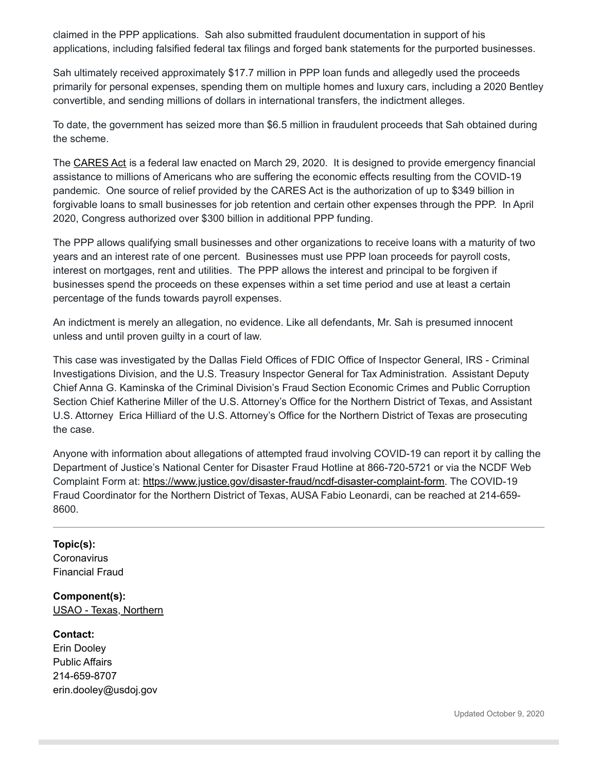claimed in the PPP applications. Sah also submitted fraudulent documentation in support of his applications, including falsified federal tax filings and forged bank statements for the purported businesses.

Sah ultimately received approximately $17.7 million in PPP loan funds and allegedly used the proceeds primarily for personal expenses, spending them on multiple homes and luxury cars, including a 2020 Bentley convertible, and sending millions of dollars in international transfers, the indictment alleges.

To date, the government has seized more than $6.5 million in fraudulent proceeds that Sah obtained during the scheme.

The CARES Act is a federal law enacted on March 29, 2020. It is designed to provide emergency financial assistance to millions of Americans who are suffering the economic effects resulting from the COVID-19 pandemic. One source of relief provided by the CARES Act is the authorization of up to $349 billion in forgivable loans to small businesses for job retention and certain other expenses through the PPP. In April 2020, Congress authorized over $300 billion in additional PPP funding.

The PPP allows qualifying small businesses and other organizations to receive loans with a maturity of two years and an interest rate of one percent. Businesses must use PPP loan proceeds for payroll costs, interest on mortgages, rent and utilities. The PPP allows the interest and principal to be forgiven if businesses spend the proceeds on these expenses within a set time period and use at least a certain percentage of the funds towards payroll expenses.

An indictment is merely an allegation, no evidence. Like all defendants, Mr. Sah is presumed innocent unless and until proven guilty in a court of law.

This case was investigated by the Dallas Field Offices of FDIC Office of Inspector General, IRS - Criminal Investigations Division, and the U.S. Treasury Inspector General for Tax Administration. Assistant Deputy Chief Anna G. Kaminska of the Criminal Division's Fraud Section Economic Crimes and Public Corruption Section Chief Katherine Miller of the U.S. Attorney's Office for the Northern District of Texas, and Assistant U.S. Attorney Erica Hilliard of the U.S. Attorney's Office for the Northern District of Texas are prosecuting the case.

Anyone with information about allegations of attempted fraud involving COVID-19 can report it by calling the Department of Justice's National Center for Disaster Fraud Hotline at 866-720-5721 or via the NCDF Web Complaint Form at: https://www.justice.gov/disaster-fraud/ncdf-disaster-complaint-form. The COVID-19 Fraud Coordinator for the Northern District of Texas, AUSA Fabio Leonardi, can be reached at 214-659-8600.

---

**Topic(s):**
Coronavirus
Financial Fraud

**Component(s):**
USAO - Texas, Northern

**Contact:**
Erin Dooley
Public Affairs
214-659-8707
erin.dooley@usdoj.gov

Updated October 9, 2020